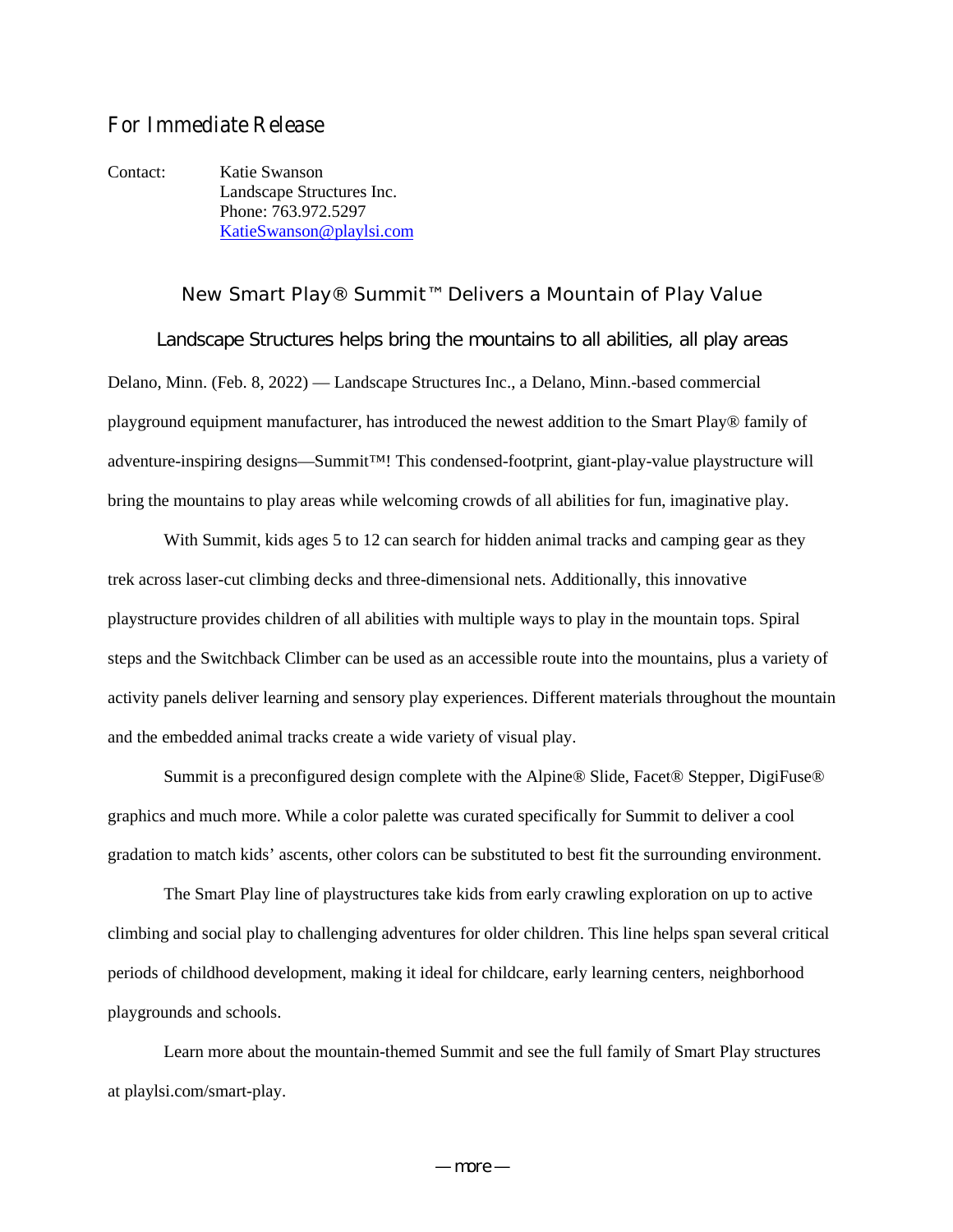For Immediate Release

Contact: Katie Swanson
Landscape Structures Inc.
Phone: 763.972.5297
KatieSwanson@playlsi.com

## New Smart Play® Summit™ Delivers a Mountain of Play Value

### Landscape Structures helps bring the mountains to all abilities, all play areas

Delano, Minn. (Feb. 8, 2022) — Landscape Structures Inc., a Delano, Minn.-based commercial playground equipment manufacturer, has introduced the newest addition to the Smart Play® family of adventure-inspiring designs—Summit™! This condensed-footprint, giant-play-value playstructure will bring the mountains to play areas while welcoming crowds of all abilities for fun, imaginative play.

With Summit, kids ages 5 to 12 can search for hidden animal tracks and camping gear as they trek across laser-cut climbing decks and three-dimensional nets. Additionally, this innovative playstructure provides children of all abilities with multiple ways to play in the mountain tops. Spiral steps and the Switchback Climber can be used as an accessible route into the mountains, plus a variety of activity panels deliver learning and sensory play experiences. Different materials throughout the mountain and the embedded animal tracks create a wide variety of visual play.

Summit is a preconfigured design complete with the Alpine® Slide, Facet® Stepper, DigiFuse® graphics and much more. While a color palette was curated specifically for Summit to deliver a cool gradation to match kids' ascents, other colors can be substituted to best fit the surrounding environment.

The Smart Play line of playstructures take kids from early crawling exploration on up to active climbing and social play to challenging adventures for older children. This line helps span several critical periods of childhood development, making it ideal for childcare, early learning centers, neighborhood playgrounds and schools.

Learn more about the mountain-themed Summit and see the full family of Smart Play structures at playlsi.com/smart-play.

— more —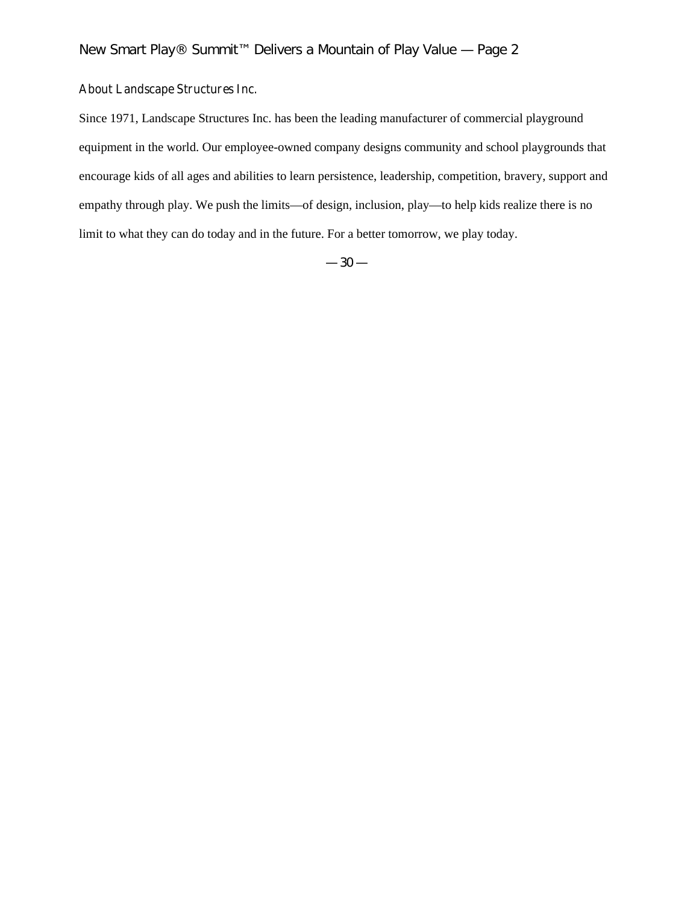## About Landscape Structures Inc.

Since 1971, Landscape Structures Inc. has been the leading manufacturer of commercial playground equipment in the world. Our employee-owned company designs community and school playgrounds that encourage kids of all ages and abilities to learn persistence, leadership, competition, bravery, support and empathy through play. We push the limits—of design, inclusion, play—to help kids realize there is no limit to what they can do today and in the future. For a better tomorrow, we play today.

— 30 —